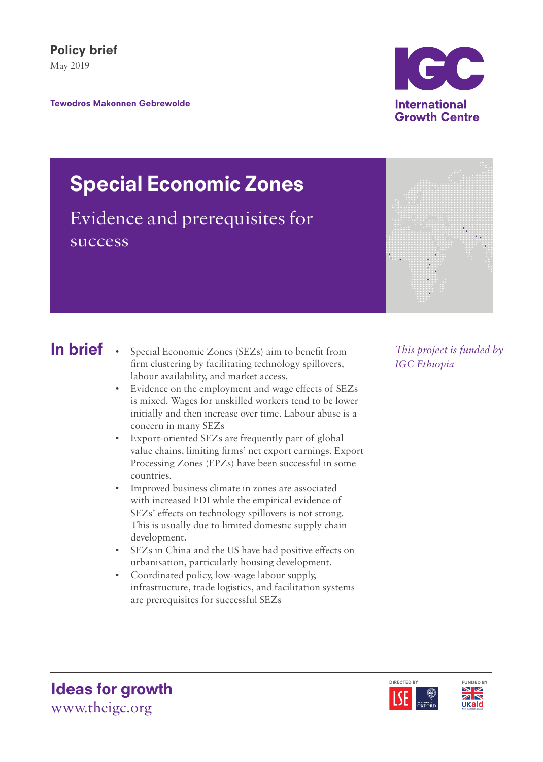**Policy brief**
May 2019

**Tewodros Makonnen Gebrewolde**

# Special Economic Zones

## Evidence and prerequisites for success

## In brief

- Special Economic Zones (SEZs) aim to benefit from firm clustering by facilitating technology spillovers, labour availability, and market access.
- Evidence on the employment and wage effects of SEZs is mixed. Wages for unskilled workers tend to be lower initially and then increase over time. Labour abuse is a concern in many SEZs
- Export-oriented SEZs are frequently part of global value chains, limiting firms' net export earnings. Export Processing Zones (EPZs) have been successful in some countries.
- Improved business climate in zones are associated with increased FDI while the empirical evidence of SEZs' effects on technology spillovers is not strong. This is usually due to limited domestic supply chain development.
- SEZs in China and the US have had positive effects on urbanisation, particularly housing development.
- Coordinated policy, low-wage labour supply, infrastructure, trade logistics, and facilitation systems are prerequisites for successful SEZs

*This project is funded by IGC Ethiopia*

**Ideas for growth**
www.theigc.org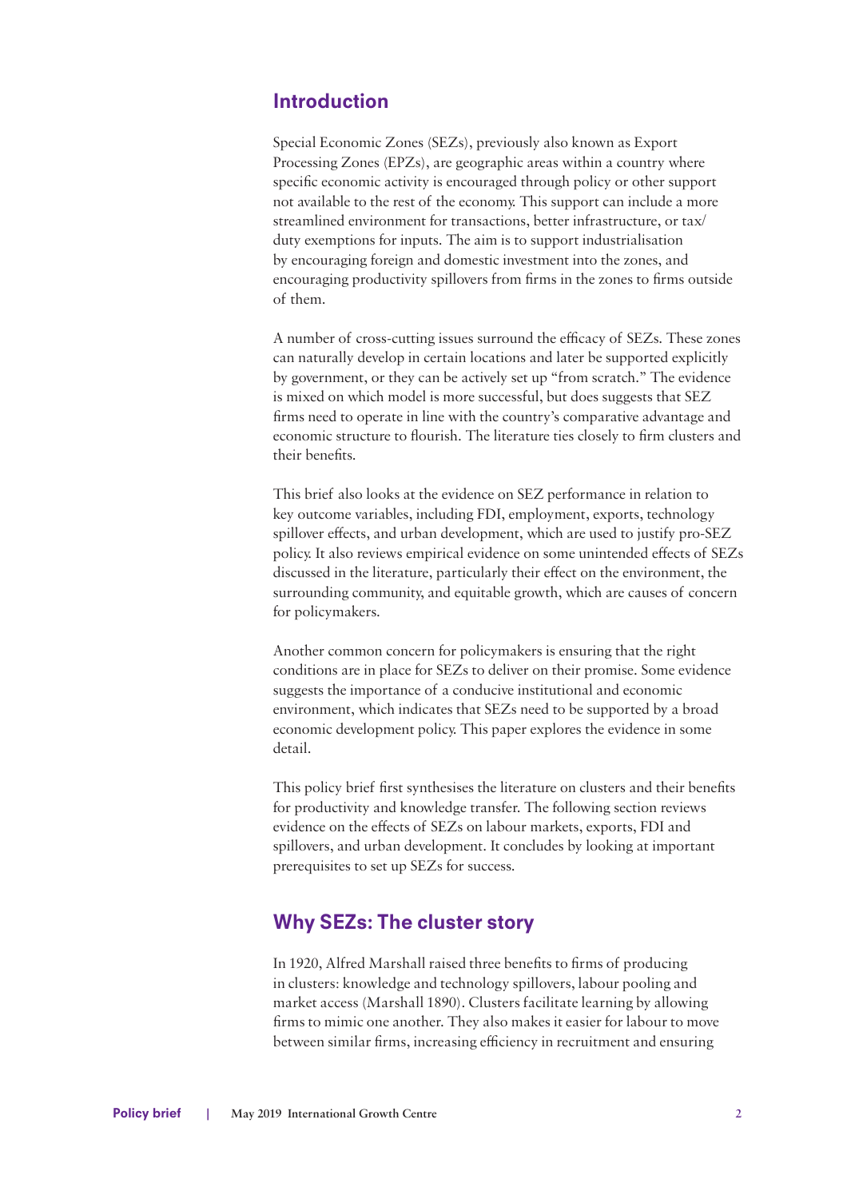## Introduction

Special Economic Zones (SEZs), previously also known as Export Processing Zones (EPZs), are geographic areas within a country where specific economic activity is encouraged through policy or other support not available to the rest of the economy. This support can include a more streamlined environment for transactions, better infrastructure, or tax/duty exemptions for inputs. The aim is to support industrialisation by encouraging foreign and domestic investment into the zones, and encouraging productivity spillovers from firms in the zones to firms outside of them.

A number of cross-cutting issues surround the efficacy of SEZs. These zones can naturally develop in certain locations and later be supported explicitly by government, or they can be actively set up "from scratch." The evidence is mixed on which model is more successful, but does suggests that SEZ firms need to operate in line with the country's comparative advantage and economic structure to flourish. The literature ties closely to firm clusters and their benefits.

This brief also looks at the evidence on SEZ performance in relation to key outcome variables, including FDI, employment, exports, technology spillover effects, and urban development, which are used to justify pro-SEZ policy. It also reviews empirical evidence on some unintended effects of SEZs discussed in the literature, particularly their effect on the environment, the surrounding community, and equitable growth, which are causes of concern for policymakers.

Another common concern for policymakers is ensuring that the right conditions are in place for SEZs to deliver on their promise. Some evidence suggests the importance of a conducive institutional and economic environment, which indicates that SEZs need to be supported by a broad economic development policy. This paper explores the evidence in some detail.

This policy brief first synthesises the literature on clusters and their benefits for productivity and knowledge transfer. The following section reviews evidence on the effects of SEZs on labour markets, exports, FDI and spillovers, and urban development. It concludes by looking at important prerequisites to set up SEZs for success.

## Why SEZs: The cluster story

In 1920, Alfred Marshall raised three benefits to firms of producing in clusters: knowledge and technology spillovers, labour pooling and market access (Marshall 1890). Clusters facilitate learning by allowing firms to mimic one another. They also makes it easier for labour to move between similar firms, increasing efficiency in recruitment and ensuring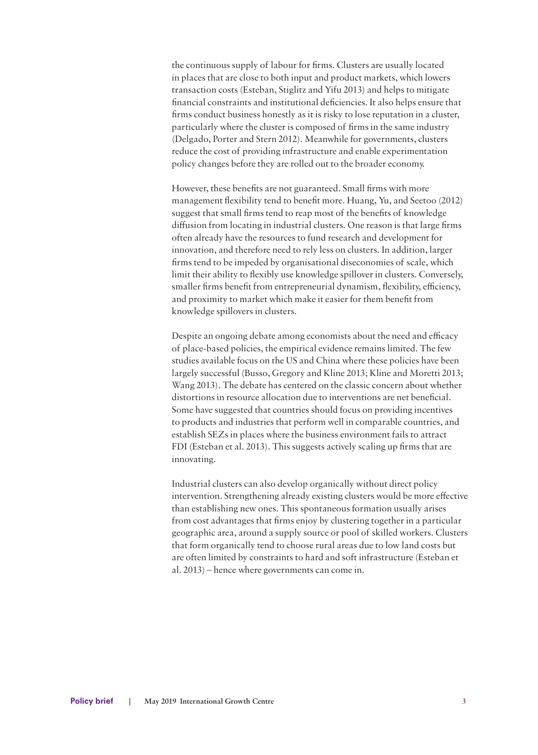the continuous supply of labour for firms. Clusters are usually located in places that are close to both input and product markets, which lowers transaction costs (Esteban, Stiglitz and Yifu 2013) and helps to mitigate financial constraints and institutional deficiencies. It also helps ensure that firms conduct business honestly as it is risky to lose reputation in a cluster, particularly where the cluster is composed of firms in the same industry (Delgado, Porter and Stern 2012). Meanwhile for governments, clusters reduce the cost of providing infrastructure and enable experimentation policy changes before they are rolled out to the broader economy.

However, these benefits are not guaranteed. Small firms with more management flexibility tend to benefit more. Huang, Yu, and Seetoo (2012) suggest that small firms tend to reap most of the benefits of knowledge diffusion from locating in industrial clusters. One reason is that large firms often already have the resources to fund research and development for innovation, and therefore need to rely less on clusters. In addition, larger firms tend to be impeded by organisational diseconomies of scale, which limit their ability to flexibly use knowledge spillover in clusters. Conversely, smaller firms benefit from entrepreneurial dynamism, flexibility, efficiency, and proximity to market which make it easier for them benefit from knowledge spillovers in clusters.

Despite an ongoing debate among economists about the need and efficacy of place-based policies, the empirical evidence remains limited. The few studies available focus on the US and China where these policies have been largely successful (Busso, Gregory and Kline 2013; Kline and Moretti 2013; Wang 2013). The debate has centered on the classic concern about whether distortions in resource allocation due to interventions are net beneficial. Some have suggested that countries should focus on providing incentives to products and industries that perform well in comparable countries, and establish SEZs in places where the business environment fails to attract FDI (Esteban et al. 2013). This suggests actively scaling up firms that are innovating.

Industrial clusters can also develop organically without direct policy intervention. Strengthening already existing clusters would be more effective than establishing new ones. This spontaneous formation usually arises from cost advantages that firms enjoy by clustering together in a particular geographic area, around a supply source or pool of skilled workers. Clusters that form organically tend to choose rural areas due to low land costs but are often limited by constraints to hard and soft infrastructure (Esteban et al. 2013) – hence where governments can come in.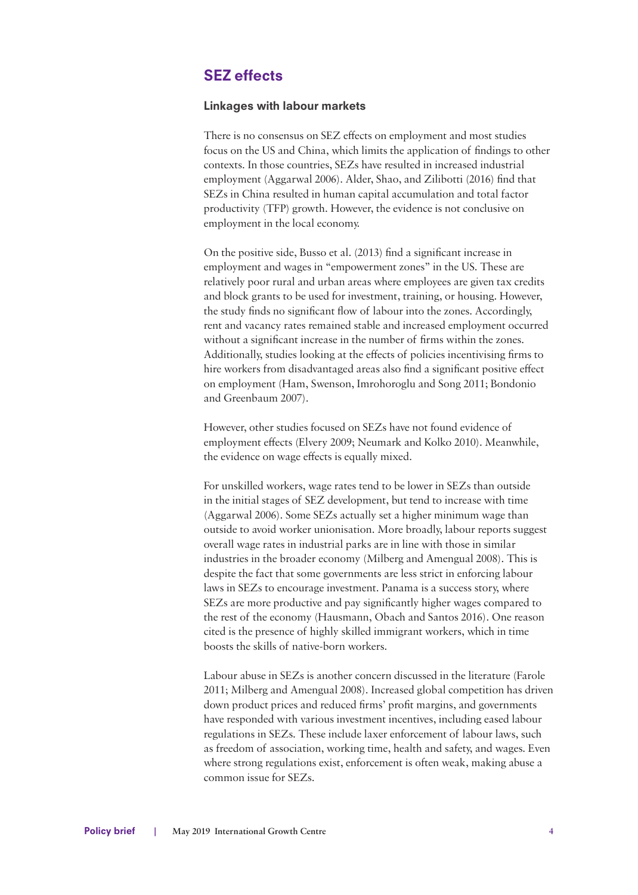## SEZ effects

### Linkages with labour markets

There is no consensus on SEZ effects on employment and most studies focus on the US and China, which limits the application of findings to other contexts. In those countries, SEZs have resulted in increased industrial employment (Aggarwal 2006). Alder, Shao, and Zilibotti (2016) find that SEZs in China resulted in human capital accumulation and total factor productivity (TFP) growth. However, the evidence is not conclusive on employment in the local economy.

On the positive side, Busso et al. (2013) find a significant increase in employment and wages in "empowerment zones" in the US. These are relatively poor rural and urban areas where employees are given tax credits and block grants to be used for investment, training, or housing. However, the study finds no significant flow of labour into the zones. Accordingly, rent and vacancy rates remained stable and increased employment occurred without a significant increase in the number of firms within the zones. Additionally, studies looking at the effects of policies incentivising firms to hire workers from disadvantaged areas also find a significant positive effect on employment (Ham, Swenson, Imrohoroglu and Song 2011; Bondonio and Greenbaum 2007).

However, other studies focused on SEZs have not found evidence of employment effects (Elvery 2009; Neumark and Kolko 2010). Meanwhile, the evidence on wage effects is equally mixed.

For unskilled workers, wage rates tend to be lower in SEZs than outside in the initial stages of SEZ development, but tend to increase with time (Aggarwal 2006). Some SEZs actually set a higher minimum wage than outside to avoid worker unionisation. More broadly, labour reports suggest overall wage rates in industrial parks are in line with those in similar industries in the broader economy (Milberg and Amengual 2008). This is despite the fact that some governments are less strict in enforcing labour laws in SEZs to encourage investment. Panama is a success story, where SEZs are more productive and pay significantly higher wages compared to the rest of the economy (Hausmann, Obach and Santos 2016). One reason cited is the presence of highly skilled immigrant workers, which in time boosts the skills of native-born workers.

Labour abuse in SEZs is another concern discussed in the literature (Farole 2011; Milberg and Amengual 2008). Increased global competition has driven down product prices and reduced firms' profit margins, and governments have responded with various investment incentives, including eased labour regulations in SEZs. These include laxer enforcement of labour laws, such as freedom of association, working time, health and safety, and wages. Even where strong regulations exist, enforcement is often weak, making abuse a common issue for SEZs.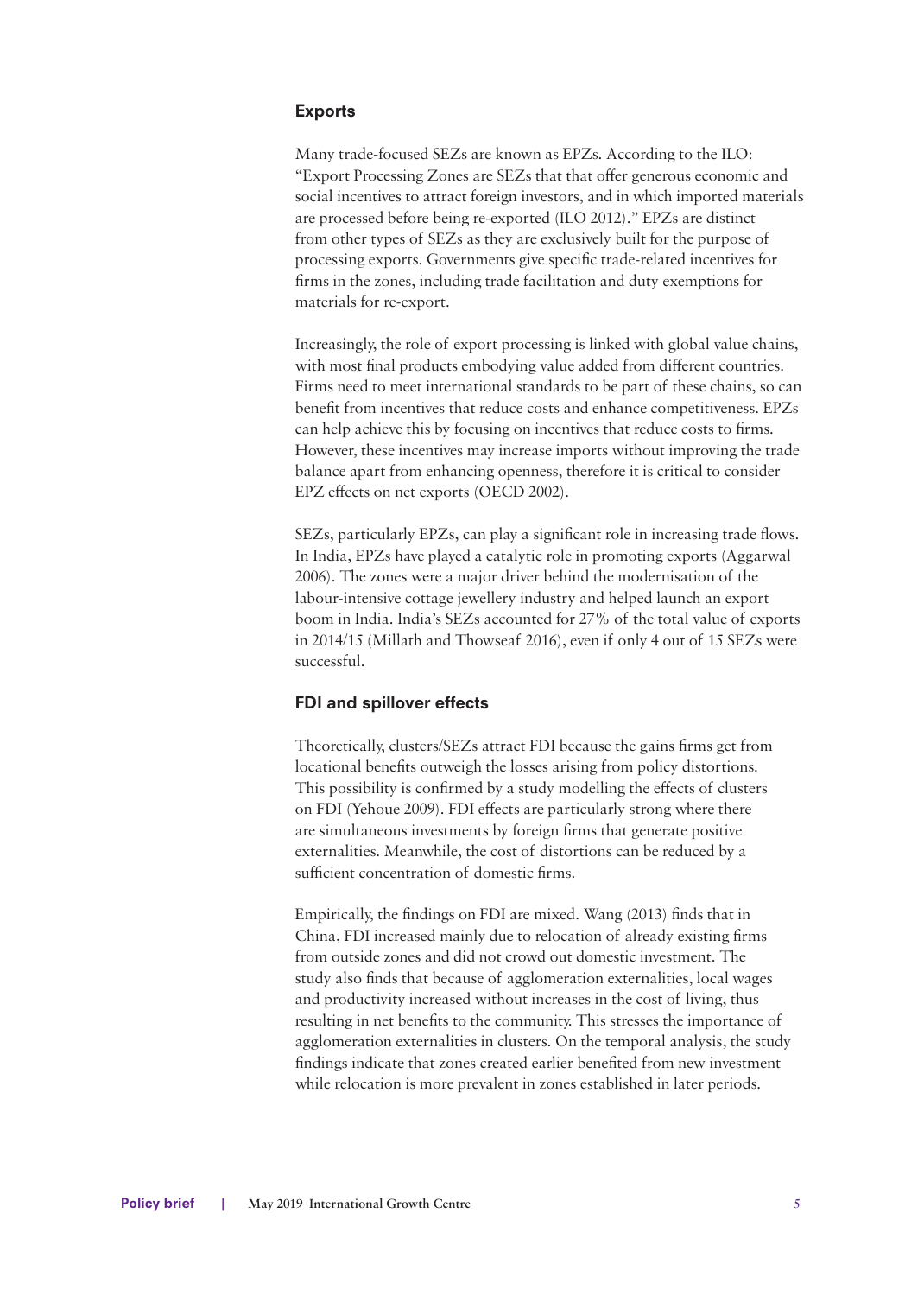### Exports

Many trade-focused SEZs are known as EPZs. According to the ILO: "Export Processing Zones are SEZs that that offer generous economic and social incentives to attract foreign investors, and in which imported materials are processed before being re-exported (ILO 2012)." EPZs are distinct from other types of SEZs as they are exclusively built for the purpose of processing exports. Governments give specific trade-related incentives for firms in the zones, including trade facilitation and duty exemptions for materials for re-export.

Increasingly, the role of export processing is linked with global value chains, with most final products embodying value added from different countries. Firms need to meet international standards to be part of these chains, so can benefit from incentives that reduce costs and enhance competitiveness. EPZs can help achieve this by focusing on incentives that reduce costs to firms. However, these incentives may increase imports without improving the trade balance apart from enhancing openness, therefore it is critical to consider EPZ effects on net exports (OECD 2002).

SEZs, particularly EPZs, can play a significant role in increasing trade flows. In India, EPZs have played a catalytic role in promoting exports (Aggarwal 2006). The zones were a major driver behind the modernisation of the labour-intensive cottage jewellery industry and helped launch an export boom in India. India's SEZs accounted for 27% of the total value of exports in 2014/15 (Millath and Thowseaf 2016), even if only 4 out of 15 SEZs were successful.

### FDI and spillover effects

Theoretically, clusters/SEZs attract FDI because the gains firms get from locational benefits outweigh the losses arising from policy distortions. This possibility is confirmed by a study modelling the effects of clusters on FDI (Yehoue 2009). FDI effects are particularly strong where there are simultaneous investments by foreign firms that generate positive externalities. Meanwhile, the cost of distortions can be reduced by a sufficient concentration of domestic firms.

Empirically, the findings on FDI are mixed. Wang (2013) finds that in China, FDI increased mainly due to relocation of already existing firms from outside zones and did not crowd out domestic investment. The study also finds that because of agglomeration externalities, local wages and productivity increased without increases in the cost of living, thus resulting in net benefits to the community. This stresses the importance of agglomeration externalities in clusters. On the temporal analysis, the study findings indicate that zones created earlier benefited from new investment while relocation is more prevalent in zones established in later periods.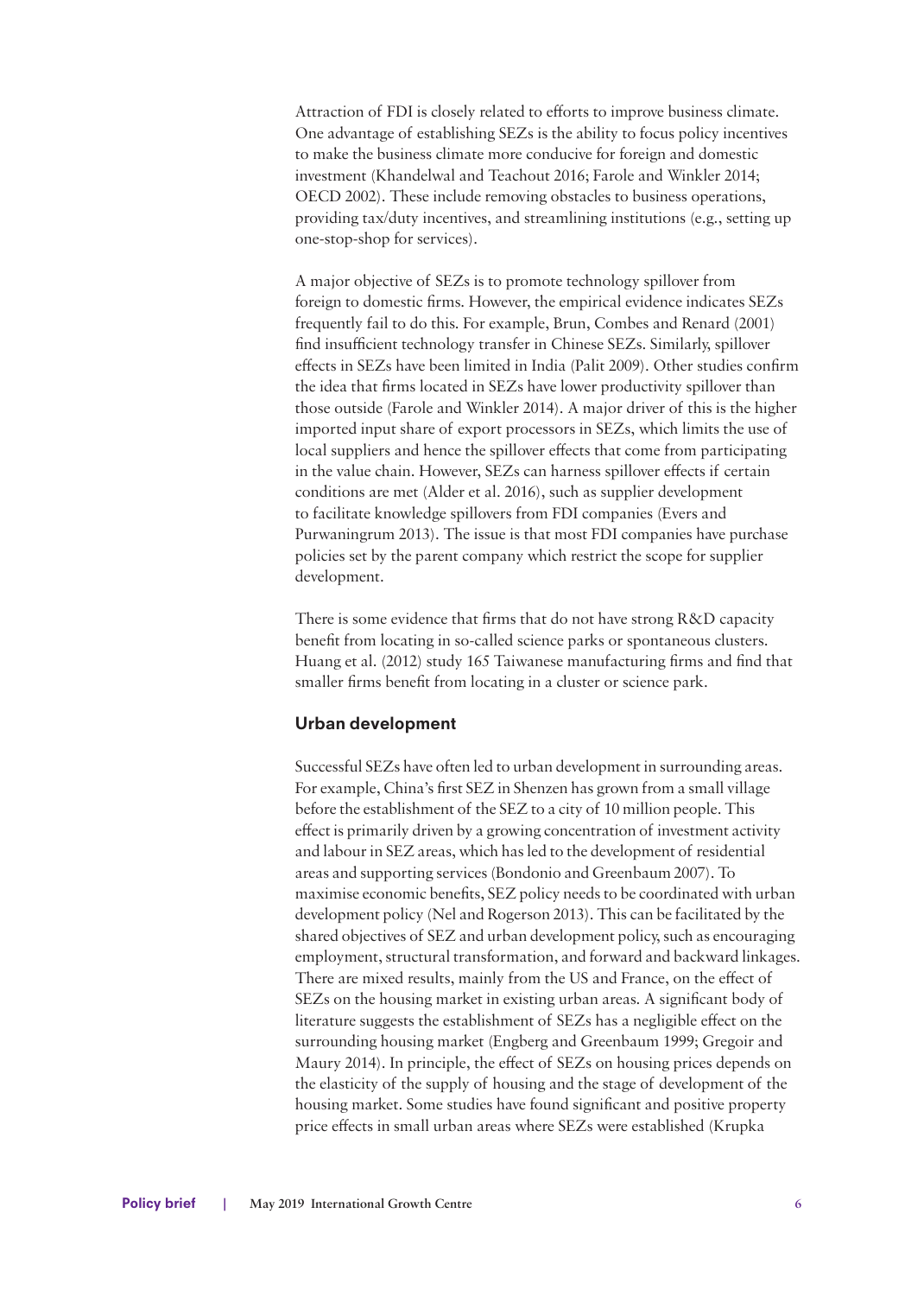Attraction of FDI is closely related to efforts to improve business climate. One advantage of establishing SEZs is the ability to focus policy incentives to make the business climate more conducive for foreign and domestic investment (Khandelwal and Teachout 2016; Farole and Winkler 2014; OECD 2002). These include removing obstacles to business operations, providing tax/duty incentives, and streamlining institutions (e.g., setting up one-stop-shop for services).

A major objective of SEZs is to promote technology spillover from foreign to domestic firms. However, the empirical evidence indicates SEZs frequently fail to do this. For example, Brun, Combes and Renard (2001) find insufficient technology transfer in Chinese SEZs. Similarly, spillover effects in SEZs have been limited in India (Palit 2009). Other studies confirm the idea that firms located in SEZs have lower productivity spillover than those outside (Farole and Winkler 2014). A major driver of this is the higher imported input share of export processors in SEZs, which limits the use of local suppliers and hence the spillover effects that come from participating in the value chain. However, SEZs can harness spillover effects if certain conditions are met (Alder et al. 2016), such as supplier development to facilitate knowledge spillovers from FDI companies (Evers and Purwaningrum 2013). The issue is that most FDI companies have purchase policies set by the parent company which restrict the scope for supplier development.

There is some evidence that firms that do not have strong R&D capacity benefit from locating in so-called science parks or spontaneous clusters. Huang et al. (2012) study 165 Taiwanese manufacturing firms and find that smaller firms benefit from locating in a cluster or science park.

### Urban development

Successful SEZs have often led to urban development in surrounding areas. For example, China's first SEZ in Shenzen has grown from a small village before the establishment of the SEZ to a city of 10 million people. This effect is primarily driven by a growing concentration of investment activity and labour in SEZ areas, which has led to the development of residential areas and supporting services (Bondonio and Greenbaum 2007). To maximise economic benefits, SEZ policy needs to be coordinated with urban development policy (Nel and Rogerson 2013). This can be facilitated by the shared objectives of SEZ and urban development policy, such as encouraging employment, structural transformation, and forward and backward linkages. There are mixed results, mainly from the US and France, on the effect of SEZs on the housing market in existing urban areas. A significant body of literature suggests the establishment of SEZs has a negligible effect on the surrounding housing market (Engberg and Greenbaum 1999; Gregoir and Maury 2014). In principle, the effect of SEZs on housing prices depends on the elasticity of the supply of housing and the stage of development of the housing market. Some studies have found significant and positive property price effects in small urban areas where SEZs were established (Krupka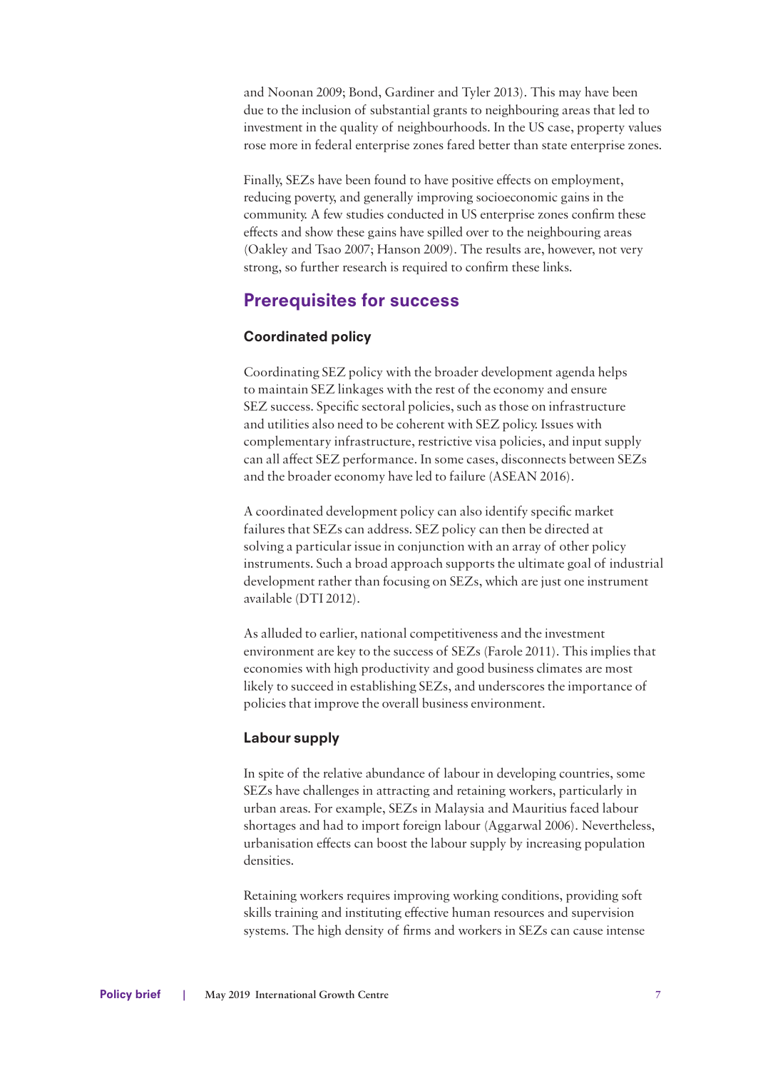and Noonan 2009; Bond, Gardiner and Tyler 2013). This may have been due to the inclusion of substantial grants to neighbouring areas that led to investment in the quality of neighbourhoods. In the US case, property values rose more in federal enterprise zones fared better than state enterprise zones.

Finally, SEZs have been found to have positive effects on employment, reducing poverty, and generally improving socioeconomic gains in the community. A few studies conducted in US enterprise zones confirm these effects and show these gains have spilled over to the neighbouring areas (Oakley and Tsao 2007; Hanson 2009). The results are, however, not very strong, so further research is required to confirm these links.

## Prerequisites for success

### Coordinated policy

Coordinating SEZ policy with the broader development agenda helps to maintain SEZ linkages with the rest of the economy and ensure SEZ success. Specific sectoral policies, such as those on infrastructure and utilities also need to be coherent with SEZ policy. Issues with complementary infrastructure, restrictive visa policies, and input supply can all affect SEZ performance. In some cases, disconnects between SEZs and the broader economy have led to failure (ASEAN 2016).

A coordinated development policy can also identify specific market failures that SEZs can address. SEZ policy can then be directed at solving a particular issue in conjunction with an array of other policy instruments. Such a broad approach supports the ultimate goal of industrial development rather than focusing on SEZs, which are just one instrument available (DTI 2012).

As alluded to earlier, national competitiveness and the investment environment are key to the success of SEZs (Farole 2011). This implies that economies with high productivity and good business climates are most likely to succeed in establishing SEZs, and underscores the importance of policies that improve the overall business environment.

### Labour supply

In spite of the relative abundance of labour in developing countries, some SEZs have challenges in attracting and retaining workers, particularly in urban areas. For example, SEZs in Malaysia and Mauritius faced labour shortages and had to import foreign labour (Aggarwal 2006). Nevertheless, urbanisation effects can boost the labour supply by increasing population densities.

Retaining workers requires improving working conditions, providing soft skills training and instituting effective human resources and supervision systems. The high density of firms and workers in SEZs can cause intense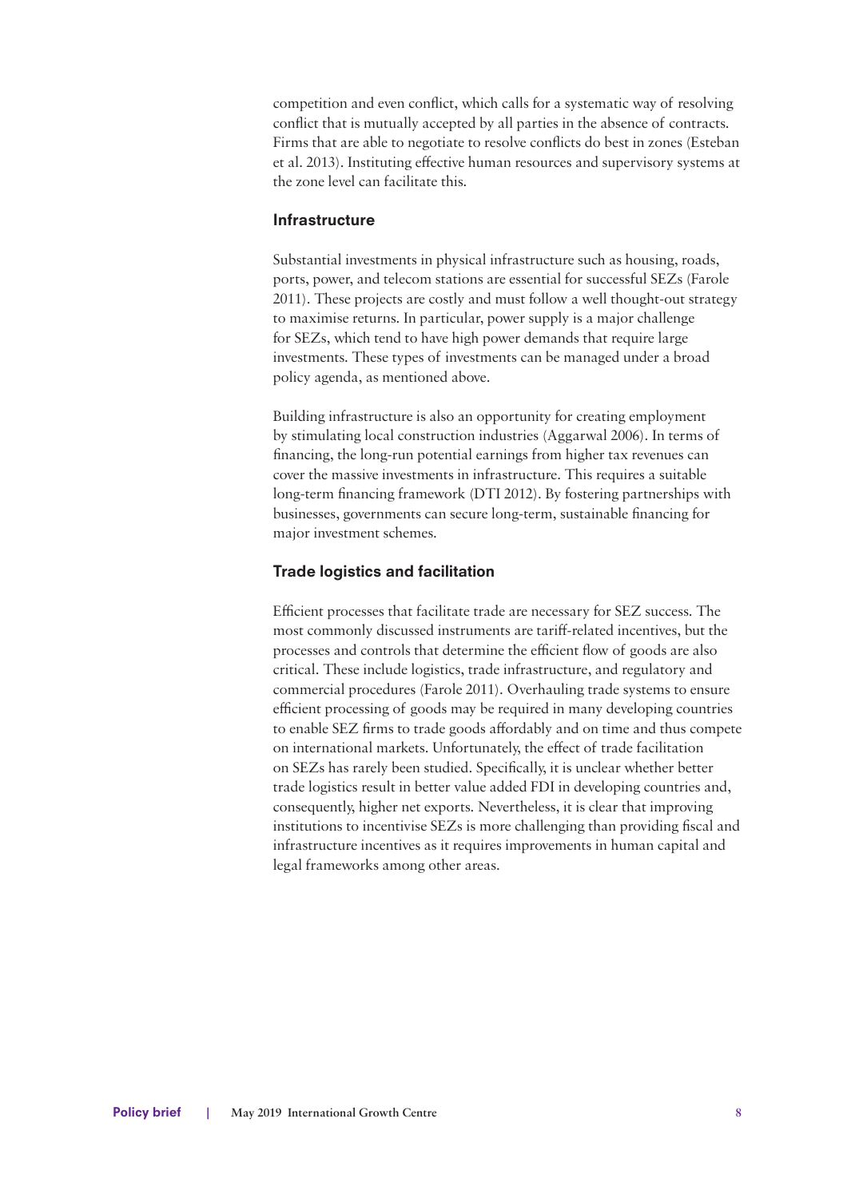competition and even conflict, which calls for a systematic way of resolving conflict that is mutually accepted by all parties in the absence of contracts. Firms that are able to negotiate to resolve conflicts do best in zones (Esteban et al. 2013). Instituting effective human resources and supervisory systems at the zone level can facilitate this.

### Infrastructure

Substantial investments in physical infrastructure such as housing, roads, ports, power, and telecom stations are essential for successful SEZs (Farole 2011). These projects are costly and must follow a well thought-out strategy to maximise returns. In particular, power supply is a major challenge for SEZs, which tend to have high power demands that require large investments. These types of investments can be managed under a broad policy agenda, as mentioned above.

Building infrastructure is also an opportunity for creating employment by stimulating local construction industries (Aggarwal 2006). In terms of financing, the long-run potential earnings from higher tax revenues can cover the massive investments in infrastructure. This requires a suitable long-term financing framework (DTI 2012). By fostering partnerships with businesses, governments can secure long-term, sustainable financing for major investment schemes.

### Trade logistics and facilitation

Efficient processes that facilitate trade are necessary for SEZ success. The most commonly discussed instruments are tariff-related incentives, but the processes and controls that determine the efficient flow of goods are also critical. These include logistics, trade infrastructure, and regulatory and commercial procedures (Farole 2011). Overhauling trade systems to ensure efficient processing of goods may be required in many developing countries to enable SEZ firms to trade goods affordably and on time and thus compete on international markets. Unfortunately, the effect of trade facilitation on SEZs has rarely been studied. Specifically, it is unclear whether better trade logistics result in better value added FDI in developing countries and, consequently, higher net exports. Nevertheless, it is clear that improving institutions to incentivise SEZs is more challenging than providing fiscal and infrastructure incentives as it requires improvements in human capital and legal frameworks among other areas.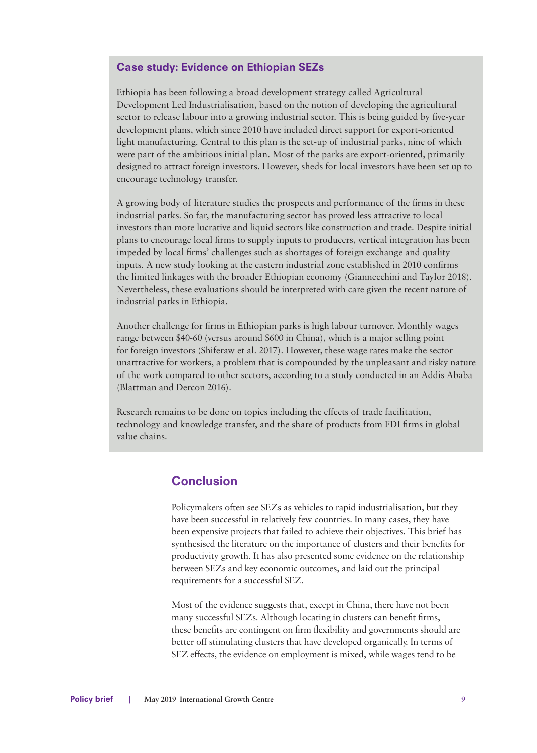## Case study: Evidence on Ethiopian SEZs

Ethiopia has been following a broad development strategy called Agricultural Development Led Industrialisation, based on the notion of developing the agricultural sector to release labour into a growing industrial sector. This is being guided by five-year development plans, which since 2010 have included direct support for export-oriented light manufacturing. Central to this plan is the set-up of industrial parks, nine of which were part of the ambitious initial plan. Most of the parks are export-oriented, primarily designed to attract foreign investors. However, sheds for local investors have been set up to encourage technology transfer.

A growing body of literature studies the prospects and performance of the firms in these industrial parks. So far, the manufacturing sector has proved less attractive to local investors than more lucrative and liquid sectors like construction and trade. Despite initial plans to encourage local firms to supply inputs to producers, vertical integration has been impeded by local firms' challenges such as shortages of foreign exchange and quality inputs. A new study looking at the eastern industrial zone established in 2010 confirms the limited linkages with the broader Ethiopian economy (Giannecchini and Taylor 2018). Nevertheless, these evaluations should be interpreted with care given the recent nature of industrial parks in Ethiopia.

Another challenge for firms in Ethiopian parks is high labour turnover. Monthly wages range between $40-60 (versus around $600 in China), which is a major selling point for foreign investors (Shiferaw et al. 2017). However, these wage rates make the sector unattractive for workers, a problem that is compounded by the unpleasant and risky nature of the work compared to other sectors, according to a study conducted in an Addis Ababa (Blattman and Dercon 2016).

Research remains to be done on topics including the effects of trade facilitation, technology and knowledge transfer, and the share of products from FDI firms in global value chains.

## Conclusion

Policymakers often see SEZs as vehicles to rapid industrialisation, but they have been successful in relatively few countries. In many cases, they have been expensive projects that failed to achieve their objectives. This brief has synthesised the literature on the importance of clusters and their benefits for productivity growth. It has also presented some evidence on the relationship between SEZs and key economic outcomes, and laid out the principal requirements for a successful SEZ.

Most of the evidence suggests that, except in China, there have not been many successful SEZs. Although locating in clusters can benefit firms, these benefits are contingent on firm flexibility and governments should are better off stimulating clusters that have developed organically. In terms of SEZ effects, the evidence on employment is mixed, while wages tend to be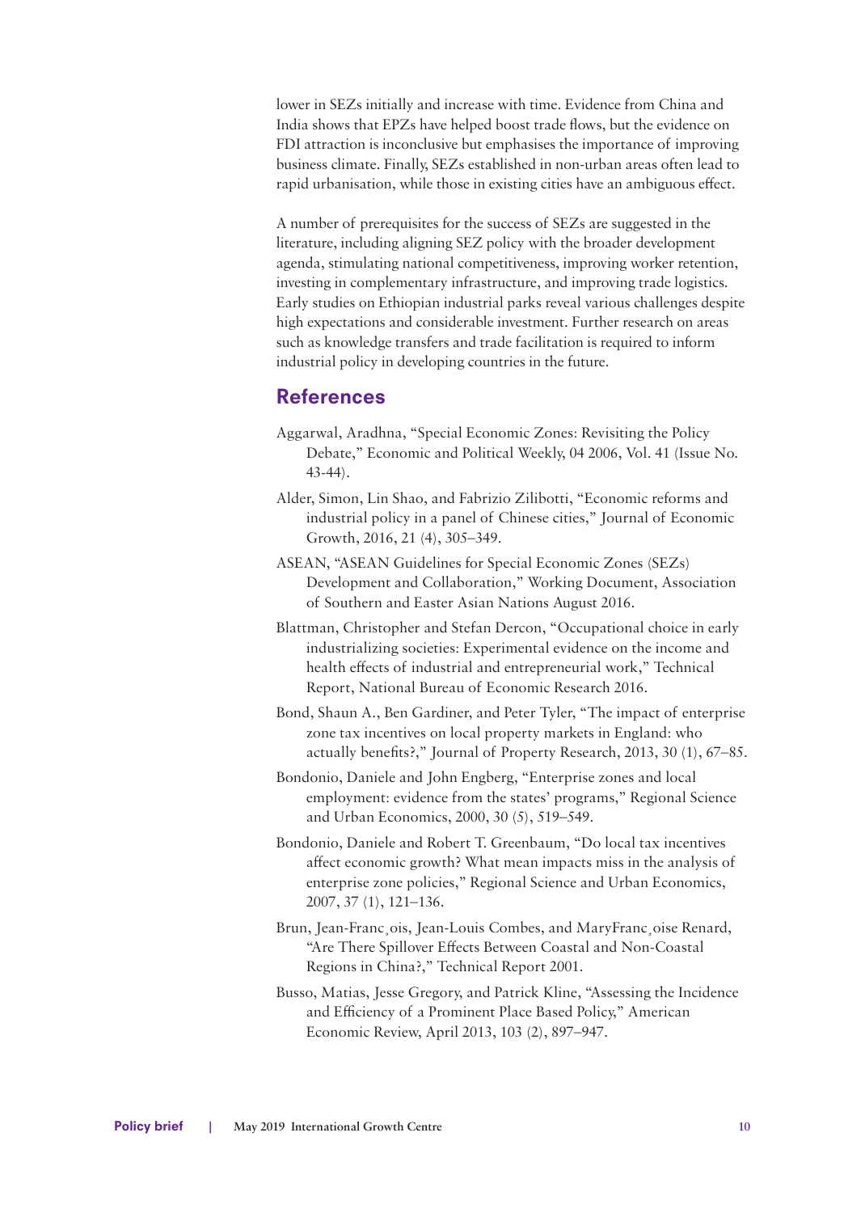lower in SEZs initially and increase with time. Evidence from China and India shows that EPZs have helped boost trade flows, but the evidence on FDI attraction is inconclusive but emphasises the importance of improving business climate. Finally, SEZs established in non-urban areas often lead to rapid urbanisation, while those in existing cities have an ambiguous effect.

A number of prerequisites for the success of SEZs are suggested in the literature, including aligning SEZ policy with the broader development agenda, stimulating national competitiveness, improving worker retention, investing in complementary infrastructure, and improving trade logistics. Early studies on Ethiopian industrial parks reveal various challenges despite high expectations and considerable investment. Further research on areas such as knowledge transfers and trade facilitation is required to inform industrial policy in developing countries in the future.

## References

Aggarwal, Aradhna, "Special Economic Zones: Revisiting the Policy Debate," Economic and Political Weekly, 04 2006, Vol. 41 (Issue No. 43-44).

Alder, Simon, Lin Shao, and Fabrizio Zilibotti, "Economic reforms and industrial policy in a panel of Chinese cities," Journal of Economic Growth, 2016, 21 (4), 305–349.

ASEAN, "ASEAN Guidelines for Special Economic Zones (SEZs) Development and Collaboration," Working Document, Association of Southern and Easter Asian Nations August 2016.

Blattman, Christopher and Stefan Dercon, "Occupational choice in early industrializing societies: Experimental evidence on the income and health effects of industrial and entrepreneurial work," Technical Report, National Bureau of Economic Research 2016.

Bond, Shaun A., Ben Gardiner, and Peter Tyler, "The impact of enterprise zone tax incentives on local property markets in England: who actually benefits?," Journal of Property Research, 2013, 30 (1), 67–85.

Bondonio, Daniele and John Engberg, "Enterprise zones and local employment: evidence from the states' programs," Regional Science and Urban Economics, 2000, 30 (5), 519–549.

Bondonio, Daniele and Robert T. Greenbaum, "Do local tax incentives affect economic growth? What mean impacts miss in the analysis of enterprise zone policies," Regional Science and Urban Economics, 2007, 37 (1), 121–136.

Brun, Jean-Franc¸ois, Jean-Louis Combes, and MaryFranc¸oise Renard, "Are There Spillover Effects Between Coastal and Non-Coastal Regions in China?," Technical Report 2001.

Busso, Matias, Jesse Gregory, and Patrick Kline, "Assessing the Incidence and Efficiency of a Prominent Place Based Policy," American Economic Review, April 2013, 103 (2), 897–947.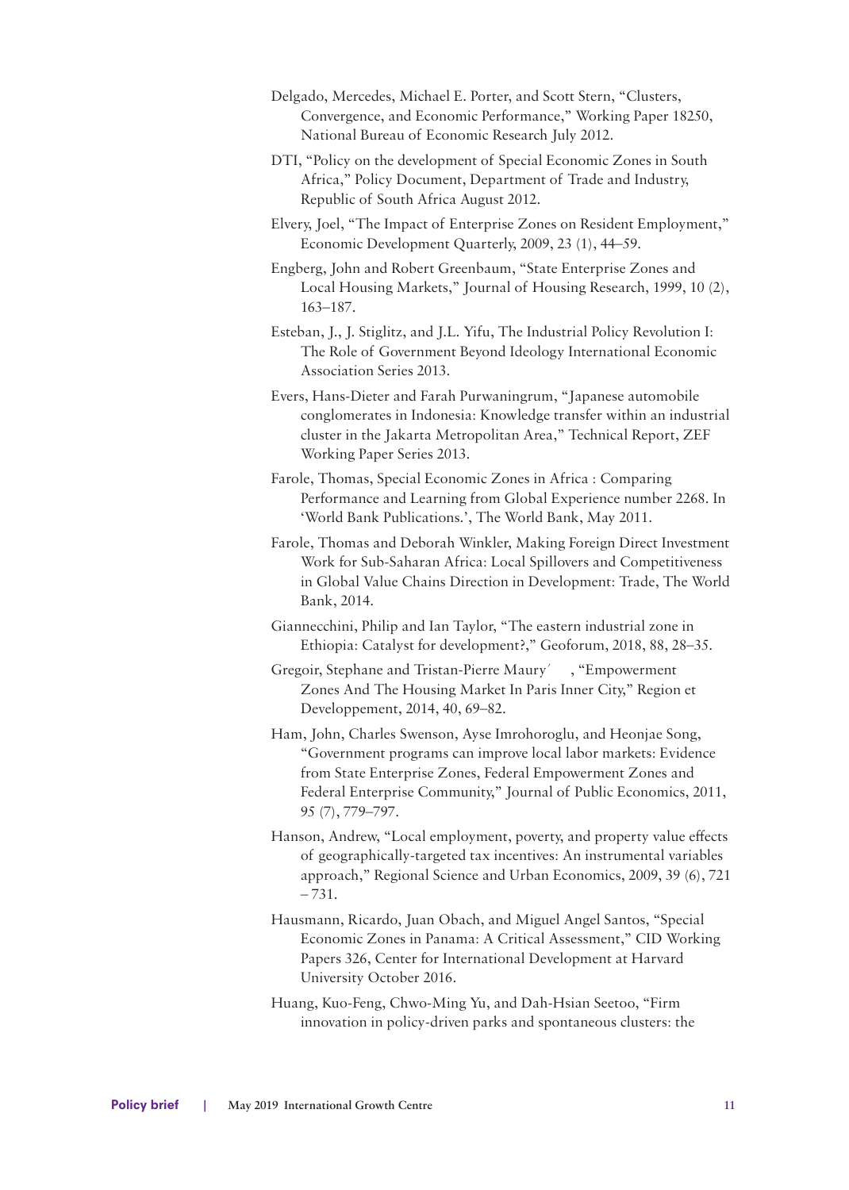Delgado, Mercedes, Michael E. Porter, and Scott Stern, "Clusters, Convergence, and Economic Performance," Working Paper 18250, National Bureau of Economic Research July 2012.

DTI, "Policy on the development of Special Economic Zones in South Africa," Policy Document, Department of Trade and Industry, Republic of South Africa August 2012.

Elvery, Joel, "The Impact of Enterprise Zones on Resident Employment," Economic Development Quarterly, 2009, 23 (1), 44–59.

Engberg, John and Robert Greenbaum, "State Enterprise Zones and Local Housing Markets," Journal of Housing Research, 1999, 10 (2), 163–187.

Esteban, J., J. Stiglitz, and J.L. Yifu, The Industrial Policy Revolution I: The Role of Government Beyond Ideology International Economic Association Series 2013.

Evers, Hans-Dieter and Farah Purwaningrum, "Japanese automobile conglomerates in Indonesia: Knowledge transfer within an industrial cluster in the Jakarta Metropolitan Area," Technical Report, ZEF Working Paper Series 2013.

Farole, Thomas, Special Economic Zones in Africa : Comparing Performance and Learning from Global Experience number 2268. In 'World Bank Publications.', The World Bank, May 2011.

Farole, Thomas and Deborah Winkler, Making Foreign Direct Investment Work for Sub-Saharan Africa: Local Spillovers and Competitiveness in Global Value Chains Direction in Development: Trade, The World Bank, 2014.

Giannecchini, Philip and Ian Taylor, "The eastern industrial zone in Ethiopia: Catalyst for development?," Geoforum, 2018, 88, 28–35.

Gregoir, Stephane and Tristan-Pierre Maury´ , "Empowerment Zones And The Housing Market In Paris Inner City," Region et Developpement, 2014, 40, 69–82.

Ham, John, Charles Swenson, Ayse Imrohoroglu, and Heonjae Song, "Government programs can improve local labor markets: Evidence from State Enterprise Zones, Federal Empowerment Zones and Federal Enterprise Community," Journal of Public Economics, 2011, 95 (7), 779–797.

Hanson, Andrew, "Local employment, poverty, and property value effects of geographically-targeted tax incentives: An instrumental variables approach," Regional Science and Urban Economics, 2009, 39 (6), 721 – 731.

Hausmann, Ricardo, Juan Obach, and Miguel Angel Santos, "Special Economic Zones in Panama: A Critical Assessment," CID Working Papers 326, Center for International Development at Harvard University October 2016.

Huang, Kuo-Feng, Chwo-Ming Yu, and Dah-Hsian Seetoo, "Firm innovation in policy-driven parks and spontaneous clusters: the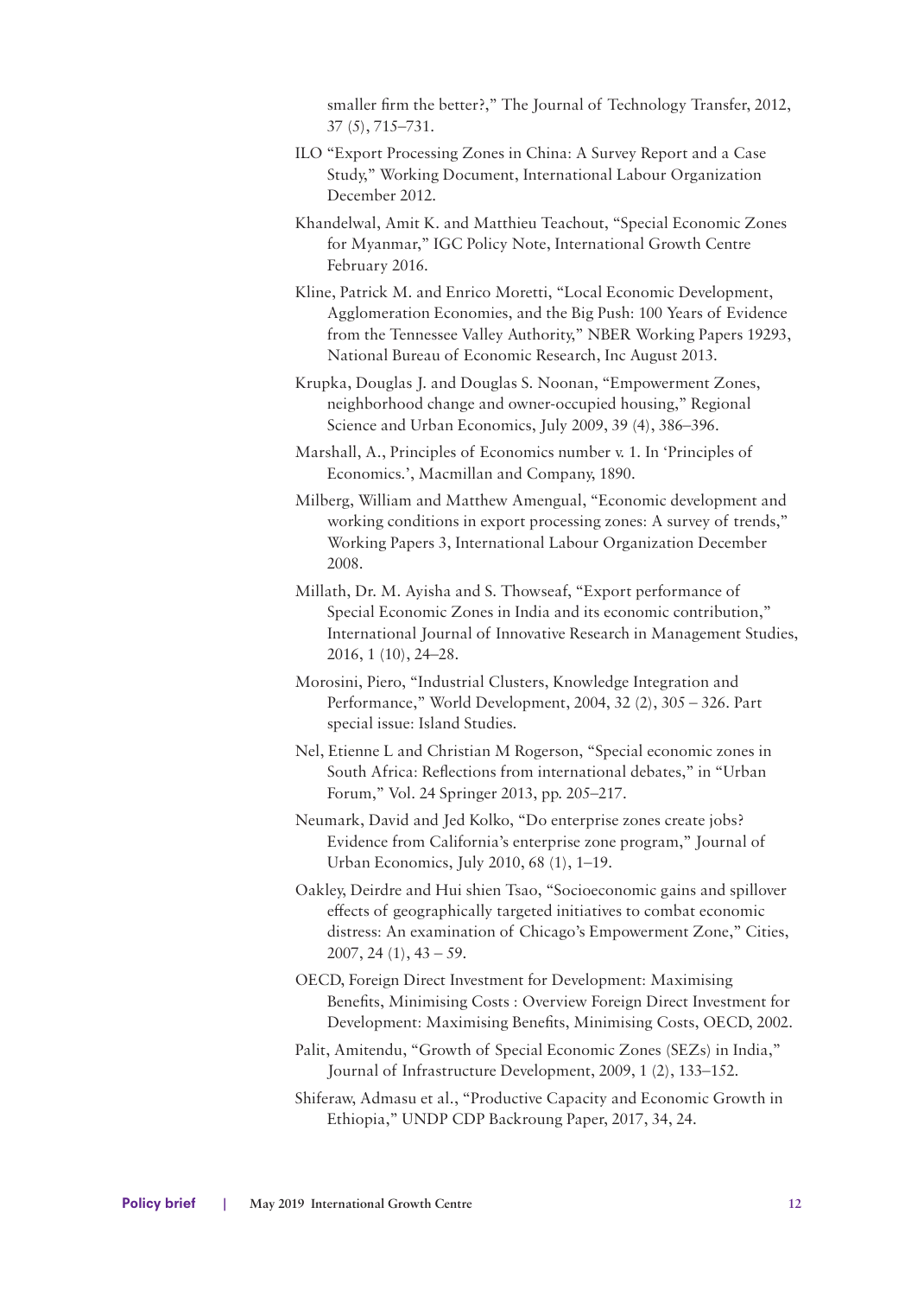smaller firm the better?," The Journal of Technology Transfer, 2012, 37 (5), 715–731.

ILO "Export Processing Zones in China: A Survey Report and a Case Study," Working Document, International Labour Organization December 2012.

Khandelwal, Amit K. and Matthieu Teachout, "Special Economic Zones for Myanmar," IGC Policy Note, International Growth Centre February 2016.

Kline, Patrick M. and Enrico Moretti, "Local Economic Development, Agglomeration Economies, and the Big Push: 100 Years of Evidence from the Tennessee Valley Authority," NBER Working Papers 19293, National Bureau of Economic Research, Inc August 2013.

Krupka, Douglas J. and Douglas S. Noonan, "Empowerment Zones, neighborhood change and owner-occupied housing," Regional Science and Urban Economics, July 2009, 39 (4), 386–396.

Marshall, A., Principles of Economics number v. 1. In 'Principles of Economics.', Macmillan and Company, 1890.

Milberg, William and Matthew Amengual, "Economic development and working conditions in export processing zones: A survey of trends," Working Papers 3, International Labour Organization December 2008.

Millath, Dr. M. Ayisha and S. Thowseaf, "Export performance of Special Economic Zones in India and its economic contribution," International Journal of Innovative Research in Management Studies, 2016, 1 (10), 24–28.

Morosini, Piero, "Industrial Clusters, Knowledge Integration and Performance," World Development, 2004, 32 (2), 305 – 326. Part special issue: Island Studies.

Nel, Etienne L and Christian M Rogerson, "Special economic zones in South Africa: Reflections from international debates," in "Urban Forum," Vol. 24 Springer 2013, pp. 205–217.

Neumark, David and Jed Kolko, "Do enterprise zones create jobs? Evidence from California's enterprise zone program," Journal of Urban Economics, July 2010, 68 (1), 1–19.

Oakley, Deirdre and Hui shien Tsao, "Socioeconomic gains and spillover effects of geographically targeted initiatives to combat economic distress: An examination of Chicago's Empowerment Zone," Cities, 2007, 24 (1), 43 – 59.

OECD, Foreign Direct Investment for Development: Maximising Benefits, Minimising Costs : Overview Foreign Direct Investment for Development: Maximising Benefits, Minimising Costs, OECD, 2002.

Palit, Amitendu, "Growth of Special Economic Zones (SEZs) in India," Journal of Infrastructure Development, 2009, 1 (2), 133–152.

Shiferaw, Admasu et al., "Productive Capacity and Economic Growth in Ethiopia," UNDP CDP Backroung Paper, 2017, 34, 24.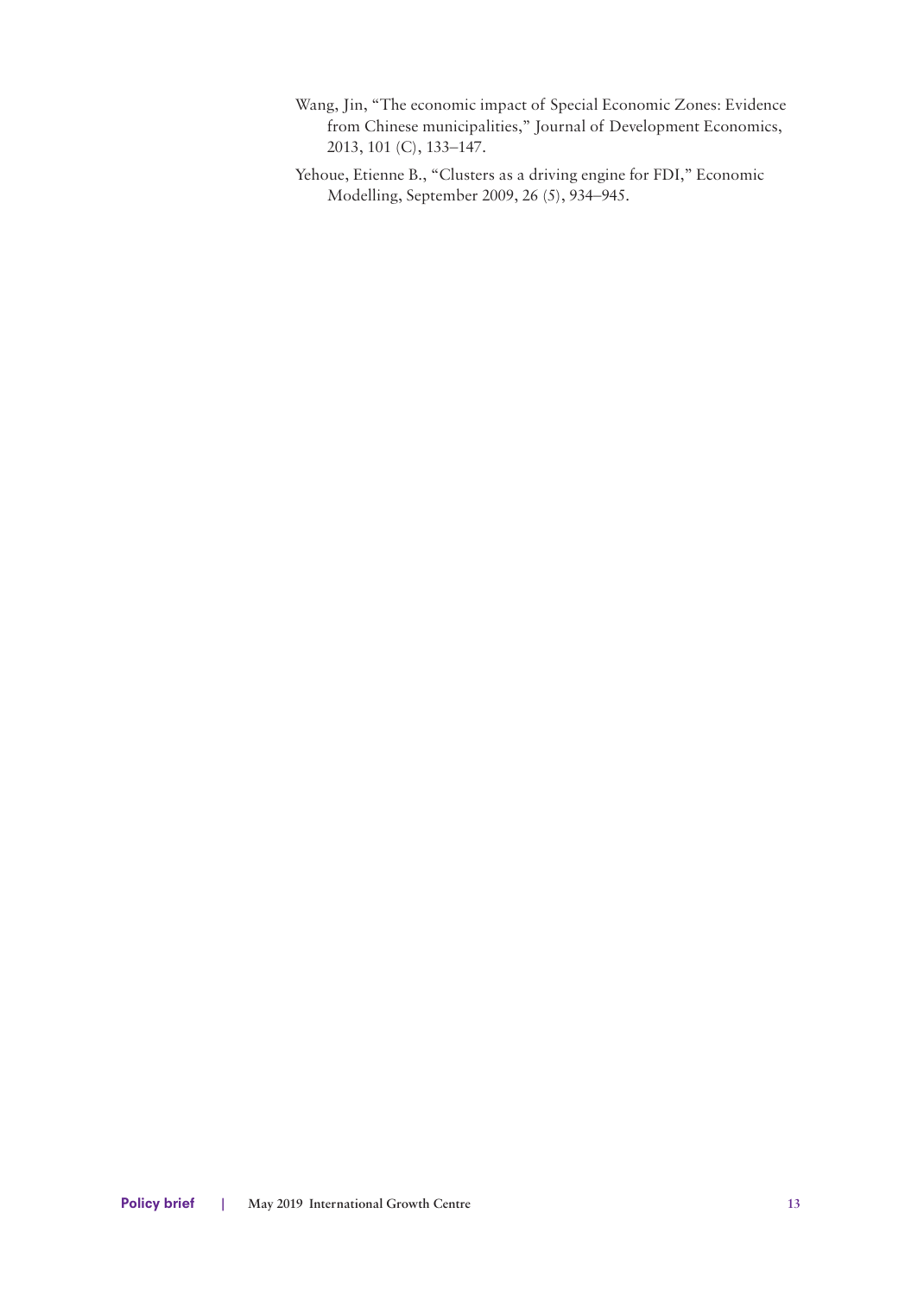Wang, Jin, "The economic impact of Special Economic Zones: Evidence from Chinese municipalities," Journal of Development Economics, 2013, 101 (C), 133–147.

Yehoue, Etienne B., "Clusters as a driving engine for FDI," Economic Modelling, September 2009, 26 (5), 934–945.